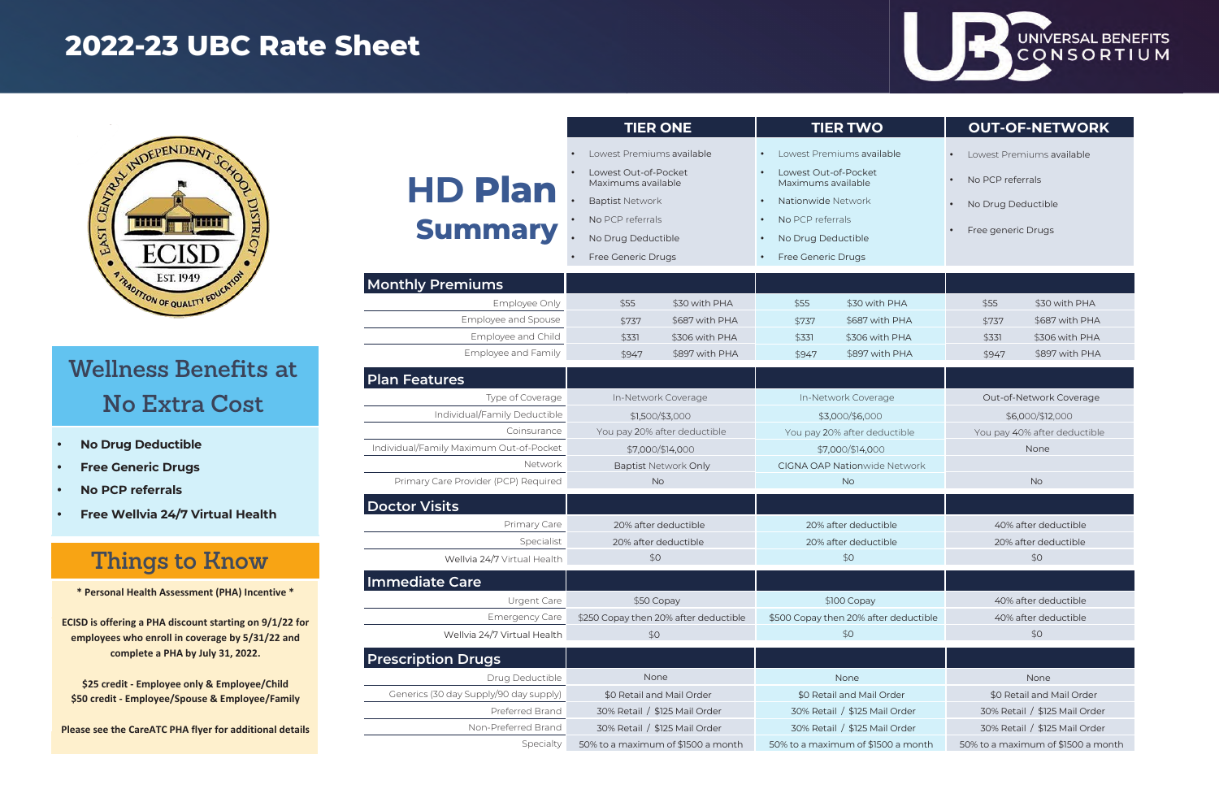# 2022-23 UBC Rate Sheet

UNIVERSAL BENEFITS CONSORTIUM

EAST CENTRAL INDEPENDENT SCHOOL DISTRICT
ECISD
EST. 1949
A TRADITION OF QUALITY EDUCATION

## Wellness Benefits at No Extra Cost

- **No Drug Deductible**
- **Free Generic Drugs**
- **No PCP referrals**
- **Free Wellvia 24/7 Virtual Health**

## Things to Know

**\* Personal Health Assessment (PHA) Incentive \***

**ECISD is offering a PHA discount starting on 9/1/22 for employees who enroll in coverage by 5/31/22 and complete a PHA by July 31, 2022.**

**$25 credit - Employee only & Employee/Child**
**$50 credit - Employee/Spouse & Employee/Family**

**Please see the CareATC PHA flyer for additional details**

## HD Plan Summary

| | TIER ONE | | TIER TWO | | OUT-OF-NETWORK | |
|---|---|---|---|---|---|---|
| | • Lowest Premiums available<br>• Lowest Out-of-Pocket Maximums available<br>• Baptist Network<br>• No PCP referrals<br>• No Drug Deductible<br>• Free Generic Drugs | | • Lowest Premiums available<br>• Lowest Out-of-Pocket Maximums available<br>• Nationwide Network<br>• No PCP referrals<br>• No Drug Deductible<br>• Free Generic Drugs | | • Lowest Premiums available<br>• No PCP referrals<br>• No Drug Deductible<br>• Free generic Drugs | |
| **Monthly Premiums** | | | | | | |
| Employee Only | $55 | $30 with PHA | $55 | $30 with PHA | $55 | $30 with PHA |
| Employee and Spouse | $737 | $687 with PHA | $737 | $687 with PHA | $737 | $687 with PHA |
| Employee and Child | $331 | $306 with PHA | $331 | $306 with PHA | $331 | $306 with PHA |
| Employee and Family | $947 | $897 with PHA | $947 | $897 with PHA | $947 | $897 with PHA |
| **Plan Features** | | | | | | |
| Type of Coverage | In-Network Coverage | | In-Network Coverage | | Out-of-Network Coverage | |
| Individual/Family Deductible | $1,500/$3,000 | | $3,000/$6,000 | | $6,000/$12,000 | |
| Coinsurance | You pay 20% after deductible | | You pay 20% after deductible | | You pay 40% after deductible | |
| Individual/Family Maximum Out-of-Pocket | $7,000/$14,000 | | $7,000/$14,000 | | None | |
| Network | Baptist Network Only | | CIGNA OAP Nationwide Network | | | |
| Primary Care Provider (PCP) Required | No | | No | | No | |
| **Doctor Visits** | | | | | | |
| Primary Care | 20% after deductible | | 20% after deductible | | 40% after deductible | |
| Specialist | 20% after deductible | | 20% after deductible | | 20% after deductible | |
| Wellvia 24/7 Virtual Health | $0 | | $0 | | $0 | |
| **Immediate Care** | | | | | | |
| Urgent Care | $50 Copay | | $100 Copay | | 40% after deductible | |
| Emergency Care | $250 Copay then 20% after deductible | | $500 Copay then 20% after deductible | | 40% after deductible | |
| Wellvia 24/7 Virtual Health | $0 | | $0 | | $0 | |
| **Prescription Drugs** | | | | | | |
| Drug Deductible | None | | None | | None | |
| Generics (30 day Supply/90 day supply) | $0 Retail and Mail Order | | $0 Retail and Mail Order | | $0 Retail and Mail Order | |
| Preferred Brand | 30% Retail / $125 Mail Order | | 30% Retail / $125 Mail Order | | 30% Retail / $125 Mail Order | |
| Non-Preferred Brand | 30% Retail / $125 Mail Order | | 30% Retail / $125 Mail Order | | 30% Retail / $125 Mail Order | |
| Specialty | 50% to a maximum of $1500 a month | | 50% to a maximum of $1500 a month | | 50% to a maximum of $1500 a month | |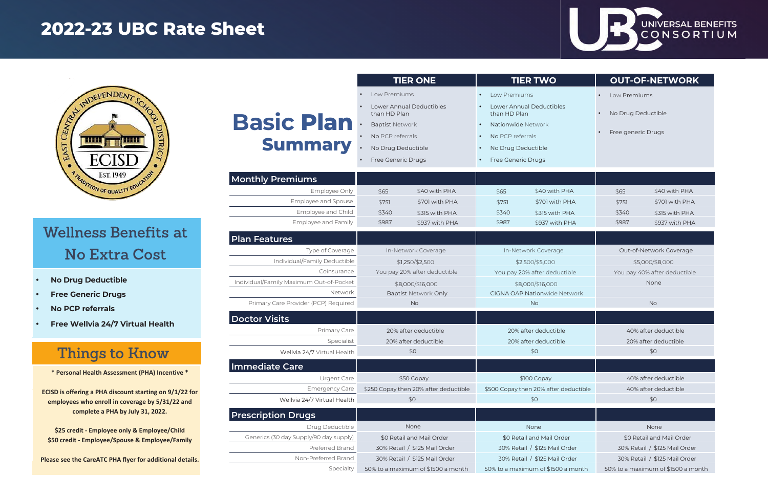# 2022-23 UBC Rate Sheet

UNIVERSAL BENEFITS CONSORTIUM

EAST CENTRAL INDEPENDENT SCHOOL DISTRICT — ECISD — EST. 1949 — A TRADITION OF QUALITY EDUCATION

## Wellness Benefits at No Extra Cost

- **No Drug Deductible**
- **Free Generic Drugs**
- **No PCP referrals**
- **Free Wellvia 24/7 Virtual Health**

## Things to Know

**\* Personal Health Assessment (PHA) Incentive \***

**ECISD is offering a PHA discount starting on 9/1/22 for employees who enroll in coverage by 5/31/22 and complete a PHA by July 31, 2022.**

**$25 credit - Employee only & Employee/Child**
**$50 credit - Employee/Spouse & Employee/Family**

**Please see the CareATC PHA flyer for additional details.**

# Basic Plan Summary

| | TIER ONE | | TIER TWO | | OUT-OF-NETWORK | |
|---|---|---|---|---|---|---|
| | • Low Premiums<br>• Lower Annual Deductibles than HD Plan<br>• Baptist Network<br>• No PCP referrals<br>• No Drug Deductible<br>• Free Generic Drugs | | • Low Premiums<br>• Lower Annual Deductibles than HD Plan<br>• Nationwide Network<br>• No PCP referrals<br>• No Drug Deductible<br>• Free Generic Drugs | | • Low Premiums<br>• No Drug Deductible<br>• Free generic Drugs | |
| **Monthly Premiums** | | | | | | |
| Employee Only | $65 | $40 with PHA | $65 | $40 with PHA | $65 | $40 with PHA |
| Employee and Spouse | $751 | $701 with PHA | $751 | $701 with PHA | $751 | $701 with PHA |
| Employee and Child | $340 | $315 with PHA | $340 | $315 with PHA | $340 | $315 with PHA |
| Employee and Family | $987 | $937 with PHA | $987 | $937 with PHA | $987 | $937 with PHA |
| **Plan Features** | | | | | | |
| Type of Coverage | In-Network Coverage | | In-Network Coverage | | Out-of-Network Coverage | |
| Individual/Family Deductible | $1,250/$2,500 | | $2,500/$5,000 | | $5,000/$8,000 | |
| Coinsurance | You pay 20% after deductible | | You pay 20% after deductible | | You pay 40% after deductible | |
| Individual/Family Maximum Out-of-Pocket | $8,000/$16,000 | | $8,000/$16,000 | | None | |
| Network | Baptist Network Only | | CIGNA OAP Nationwide Network | | | |
| Primary Care Provider (PCP) Required | No | | No | | No | |
| **Doctor Visits** | | | | | | |
| Primary Care | 20% after deductible | | 20% after deductible | | 40% after deductible | |
| Specialist | 20% after deductible | | 20% after deductible | | 20% after deductible | |
| Wellvia 24/7 Virtual Health | $0 | | $0 | | $0 | |
| **Immediate Care** | | | | | | |
| Urgent Care | $50 Copay | | $100 Copay | | 40% after deductible | |
| Emergency Care | $250 Copay then 20% after deductible | | $500 Copay then 20% after deductible | | 40% after deductible | |
| Wellvia 24/7 Virtual Health | $0 | | $0 | | $0 | |
| **Prescription Drugs** | | | | | | |
| Drug Deductible | None | | None | | None | |
| Generics (30 day Supply/90 day supply) | $0 Retail and Mail Order | | $0 Retail and Mail Order | | $0 Retail and Mail Order | |
| Preferred Brand | 30% Retail / $125 Mail Order | | 30% Retail / $125 Mail Order | | 30% Retail / $125 Mail Order | |
| Non-Preferred Brand | 30% Retail / $125 Mail Order | | 30% Retail / $125 Mail Order | | 30% Retail / $125 Mail Order | |
| Specialty | 50% to a maximum of $1500 a month | | 50% to a maximum of $1500 a month | | 50% to a maximum of $1500 a month | |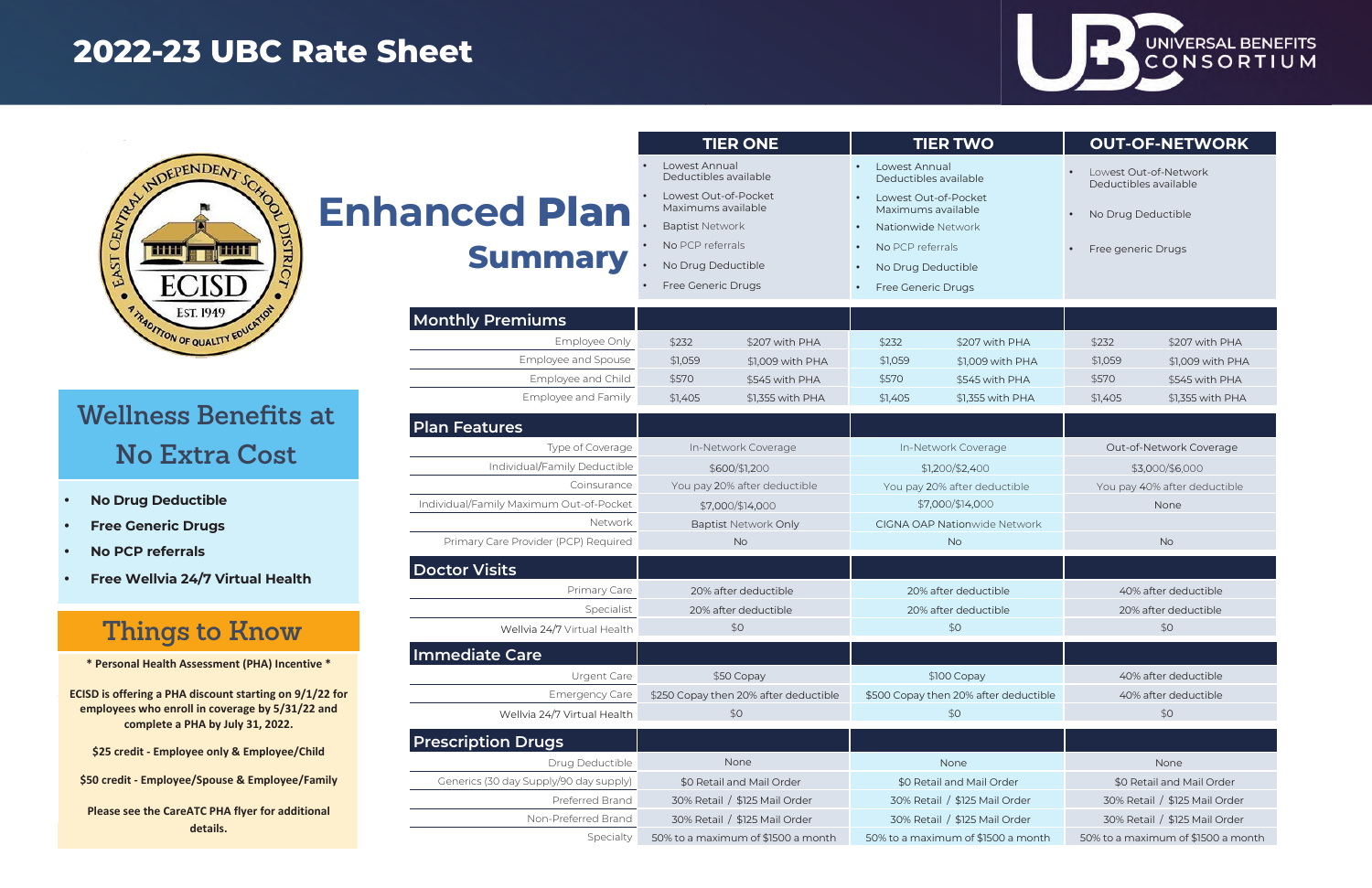# 2022-23 UBC Rate Sheet

UNIVERSAL BENEFITS CONSORTIUM

EAST CENTRAL INDEPENDENT SCHOOL DISTRICT
ECISD
EST. 1949
A TRADITION OF QUALITY EDUCATION

## Enhanced Plan Summary

| | TIER ONE | | TIER TWO | | OUT-OF-NETWORK | |
|---|---|---|---|---|---|---|
| | • Lowest Annual Deductibles available • Lowest Out-of-Pocket Maximums available • Baptist Network • No PCP referrals • No Drug Deductible • Free Generic Drugs | | • Lowest Annual Deductibles available • Lowest Out-of-Pocket Maximums available • Nationwide Network • No PCP referrals • No Drug Deductible • Free Generic Drugs | | • Lowest Out-of-Network Deductibles available • No Drug Deductible • Free generic Drugs | |
| **Monthly Premiums** | | | | | | |
| Employee Only | $232 | $207 with PHA | $232 | $207 with PHA | $232 | $207 with PHA |
| Employee and Spouse | $1,059 | $1,009 with PHA | $1,059 | $1,009 with PHA | $1,059 | $1,009 with PHA |
| Employee and Child | $570 | $545 with PHA | $570 | $545 with PHA | $570 | $545 with PHA |
| Employee and Family | $1,405 | $1,355 with PHA | $1,405 | $1,355 with PHA | $1,405 | $1,355 with PHA |
| **Plan Features** | | | | | | |
| Type of Coverage | In-Network Coverage | | In-Network Coverage | | Out-of-Network Coverage | |
| Individual/Family Deductible | $600/$1,200 | | $1,200/$2,400 | | $3,000/$6,000 | |
| Coinsurance | You pay 20% after deductible | | You pay 20% after deductible | | You pay 40% after deductible | |
| Individual/Family Maximum Out-of-Pocket | $7,000/$14,000 | | $7,000/$14,000 | | None | |
| Network | Baptist Network Only | | CIGNA OAP Nationwide Network | | | |
| Primary Care Provider (PCP) Required | No | | No | | No | |
| **Doctor Visits** | | | | | | |
| Primary Care | 20% after deductible | | 20% after deductible | | 40% after deductible | |
| Specialist | 20% after deductible | | 20% after deductible | | 20% after deductible | |
| Wellvia 24/7 Virtual Health | $0 | | $0 | | $0 | |
| **Immediate Care** | | | | | | |
| Urgent Care | $50 Copay | | $100 Copay | | 40% after deductible | |
| Emergency Care | $250 Copay then 20% after deductible | | $500 Copay then 20% after deductible | | 40% after deductible | |
| Wellvia 24/7 Virtual Health | $0 | | $0 | | $0 | |
| **Prescription Drugs** | | | | | | |
| Drug Deductible | None | | None | | None | |
| Generics (30 day Supply/90 day supply) | $0 Retail and Mail Order | | $0 Retail and Mail Order | | $0 Retail and Mail Order | |
| Preferred Brand | 30% Retail / $125 Mail Order | | 30% Retail / $125 Mail Order | | 30% Retail / $125 Mail Order | |
| Non-Preferred Brand | 30% Retail / $125 Mail Order | | 30% Retail / $125 Mail Order | | 30% Retail / $125 Mail Order | |
| Specialty | 50% to a maximum of $1500 a month | | 50% to a maximum of $1500 a month | | 50% to a maximum of $1500 a month | |

## Wellness Benefits at No Extra Cost

- **No Drug Deductible**
- **Free Generic Drugs**
- **No PCP referrals**
- **Free Wellvia 24/7 Virtual Health**

## Things to Know

**\* Personal Health Assessment (PHA) Incentive \***

**ECISD is offering a PHA discount starting on 9/1/22 for employees who enroll in coverage by 5/31/22 and complete a PHA by July 31, 2022.**

**$25 credit - Employee only & Employee/Child**

**$50 credit - Employee/Spouse & Employee/Family**

**Please see the CareATC PHA flyer for additional details.**